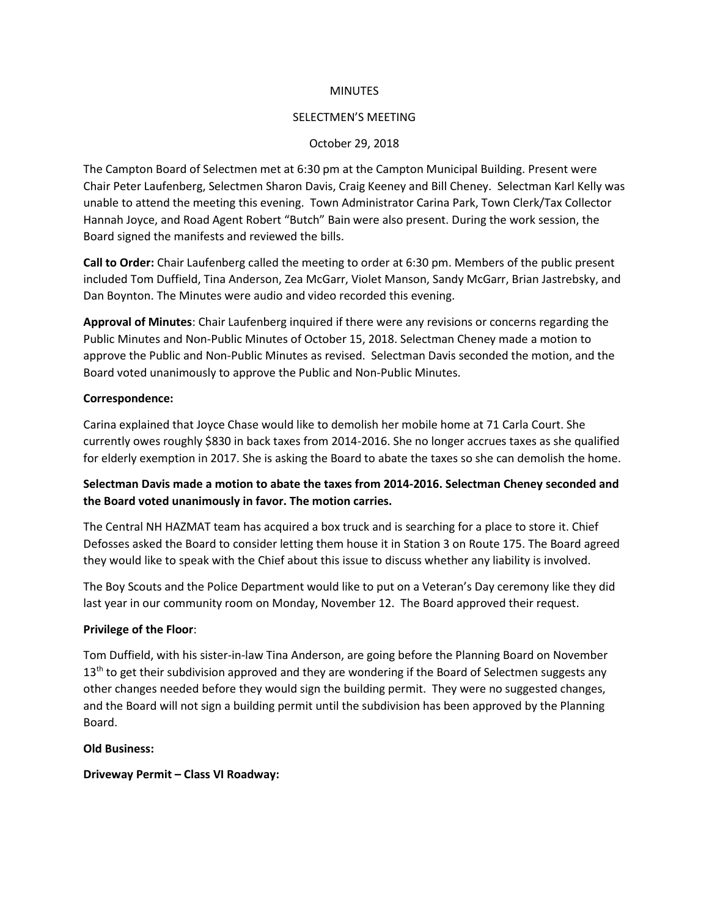MINUTES

SELECTMEN'S MEETING

October 29, 2018

The Campton Board of Selectmen met at 6:30 pm at the Campton Municipal Building. Present were Chair Peter Laufenberg, Selectmen Sharon Davis, Craig Keeney and Bill Cheney. Selectman Karl Kelly was unable to attend the meeting this evening. Town Administrator Carina Park, Town Clerk/Tax Collector Hannah Joyce, and Road Agent Robert "Butch" Bain were also present. During the work session, the Board signed the manifests and reviewed the bills.

**Call to Order:** Chair Laufenberg called the meeting to order at 6:30 pm. Members of the public present included Tom Duffield, Tina Anderson, Zea McGarr, Violet Manson, Sandy McGarr, Brian Jastrebsky, and Dan Boynton. The Minutes were audio and video recorded this evening.

**Approval of Minutes**: Chair Laufenberg inquired if there were any revisions or concerns regarding the Public Minutes and Non-Public Minutes of October 15, 2018. Selectman Cheney made a motion to approve the Public and Non-Public Minutes as revised. Selectman Davis seconded the motion, and the Board voted unanimously to approve the Public and Non-Public Minutes.

**Correspondence:**

Carina explained that Joyce Chase would like to demolish her mobile home at 71 Carla Court. She currently owes roughly $830 in back taxes from 2014-2016. She no longer accrues taxes as she qualified for elderly exemption in 2017. She is asking the Board to abate the taxes so she can demolish the home.

**Selectman Davis made a motion to abate the taxes from 2014-2016. Selectman Cheney seconded and the Board voted unanimously in favor. The motion carries.**

The Central NH HAZMAT team has acquired a box truck and is searching for a place to store it. Chief Defosses asked the Board to consider letting them house it in Station 3 on Route 175. The Board agreed they would like to speak with the Chief about this issue to discuss whether any liability is involved.

The Boy Scouts and the Police Department would like to put on a Veteran's Day ceremony like they did last year in our community room on Monday, November 12. The Board approved their request.

**Privilege of the Floor**:

Tom Duffield, with his sister-in-law Tina Anderson, are going before the Planning Board on November 13th to get their subdivision approved and they are wondering if the Board of Selectmen suggests any other changes needed before they would sign the building permit. They were no suggested changes, and the Board will not sign a building permit until the subdivision has been approved by the Planning Board.

**Old Business:**

**Driveway Permit – Class VI Roadway:**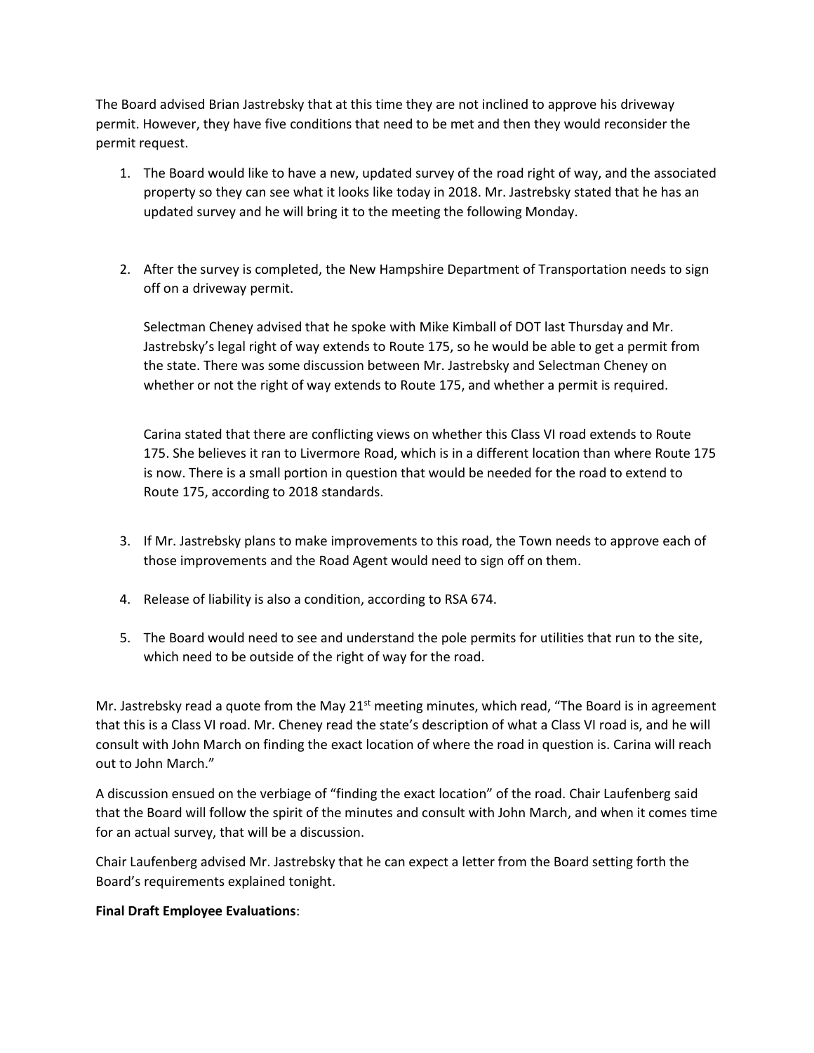The Board advised Brian Jastrebsky that at this time they are not inclined to approve his driveway permit. However, they have five conditions that need to be met and then they would reconsider the permit request.

1. The Board would like to have a new, updated survey of the road right of way, and the associated property so they can see what it looks like today in 2018. Mr. Jastrebsky stated that he has an updated survey and he will bring it to the meeting the following Monday.

2. After the survey is completed, the New Hampshire Department of Transportation needs to sign off on a driveway permit.

   Selectman Cheney advised that he spoke with Mike Kimball of DOT last Thursday and Mr. Jastrebsky's legal right of way extends to Route 175, so he would be able to get a permit from the state. There was some discussion between Mr. Jastrebsky and Selectman Cheney on whether or not the right of way extends to Route 175, and whether a permit is required.

   Carina stated that there are conflicting views on whether this Class VI road extends to Route 175. She believes it ran to Livermore Road, which is in a different location than where Route 175 is now. There is a small portion in question that would be needed for the road to extend to Route 175, according to 2018 standards.

3. If Mr. Jastrebsky plans to make improvements to this road, the Town needs to approve each of those improvements and the Road Agent would need to sign off on them.

4. Release of liability is also a condition, according to RSA 674.

5. The Board would need to see and understand the pole permits for utilities that run to the site, which need to be outside of the right of way for the road.

Mr. Jastrebsky read a quote from the May 21st meeting minutes, which read, "The Board is in agreement that this is a Class VI road. Mr. Cheney read the state's description of what a Class VI road is, and he will consult with John March on finding the exact location of where the road in question is. Carina will reach out to John March."

A discussion ensued on the verbiage of "finding the exact location" of the road. Chair Laufenberg said that the Board will follow the spirit of the minutes and consult with John March, and when it comes time for an actual survey, that will be a discussion.

Chair Laufenberg advised Mr. Jastrebsky that he can expect a letter from the Board setting forth the Board's requirements explained tonight.

**Final Draft Employee Evaluations**: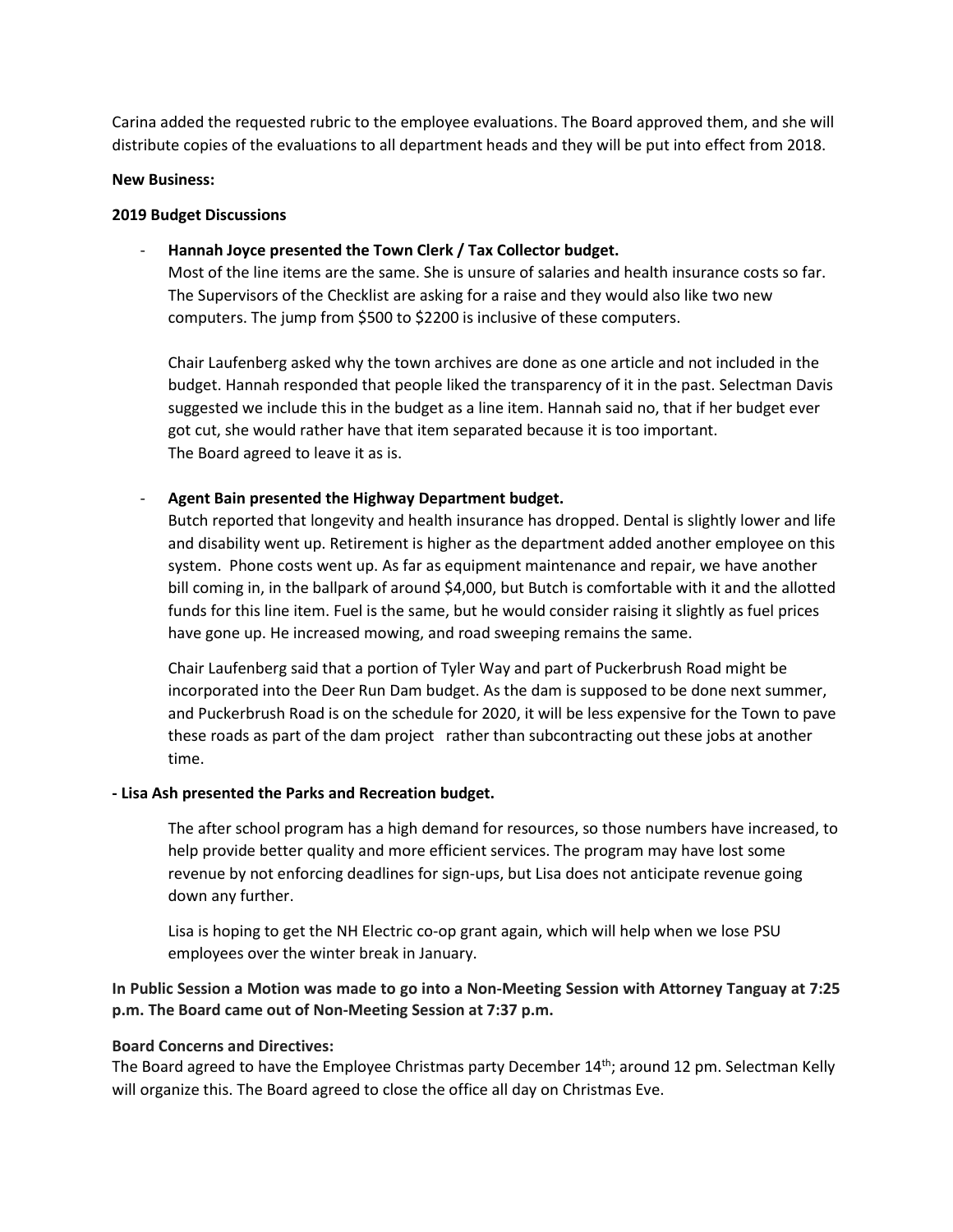Carina added the requested rubric to the employee evaluations. The Board approved them, and she will distribute copies of the evaluations to all department heads and they will be put into effect from 2018.

**New Business:**

**2019 Budget Discussions**

- **Hannah Joyce presented the Town Clerk / Tax Collector budget.**

  Most of the line items are the same. She is unsure of salaries and health insurance costs so far. The Supervisors of the Checklist are asking for a raise and they would also like two new computers. The jump from $500 to $2200 is inclusive of these computers.

  Chair Laufenberg asked why the town archives are done as one article and not included in the budget. Hannah responded that people liked the transparency of it in the past. Selectman Davis suggested we include this in the budget as a line item. Hannah said no, that if her budget ever got cut, she would rather have that item separated because it is too important. The Board agreed to leave it as is.

- **Agent Bain presented the Highway Department budget.**

  Butch reported that longevity and health insurance has dropped. Dental is slightly lower and life and disability went up. Retirement is higher as the department added another employee on this system. Phone costs went up. As far as equipment maintenance and repair, we have another bill coming in, in the ballpark of around $4,000, but Butch is comfortable with it and the allotted funds for this line item. Fuel is the same, but he would consider raising it slightly as fuel prices have gone up. He increased mowing, and road sweeping remains the same.

  Chair Laufenberg said that a portion of Tyler Way and part of Puckerbrush Road might be incorporated into the Deer Run Dam budget. As the dam is supposed to be done next summer, and Puckerbrush Road is on the schedule for 2020, it will be less expensive for the Town to pave these roads as part of the dam project rather than subcontracting out these jobs at another time.

**- Lisa Ash presented the Parks and Recreation budget.**

The after school program has a high demand for resources, so those numbers have increased, to help provide better quality and more efficient services. The program may have lost some revenue by not enforcing deadlines for sign-ups, but Lisa does not anticipate revenue going down any further.

Lisa is hoping to get the NH Electric co-op grant again, which will help when we lose PSU employees over the winter break in January.

**In Public Session a Motion was made to go into a Non-Meeting Session with Attorney Tanguay at 7:25 p.m. The Board came out of Non-Meeting Session at 7:37 p.m.**

**Board Concerns and Directives:**

The Board agreed to have the Employee Christmas party December 14th; around 12 pm. Selectman Kelly will organize this. The Board agreed to close the office all day on Christmas Eve.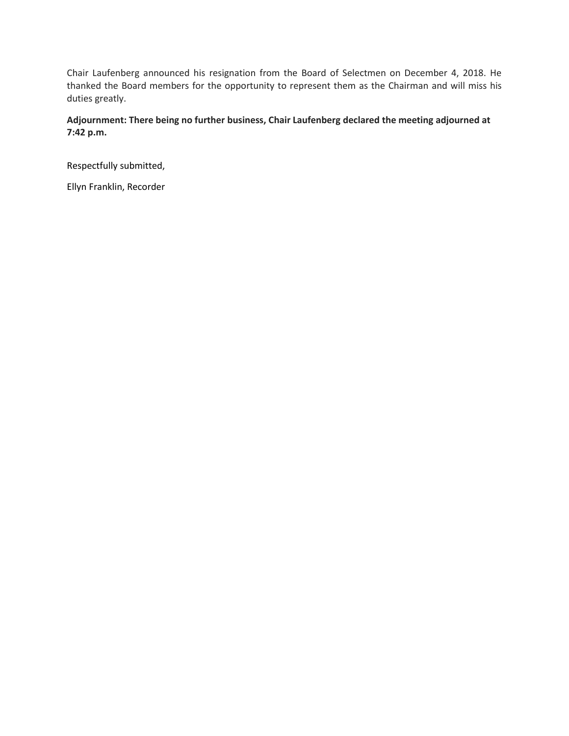Chair Laufenberg announced his resignation from the Board of Selectmen on December 4, 2018. He thanked the Board members for the opportunity to represent them as the Chairman and will miss his duties greatly.

**Adjournment: There being no further business, Chair Laufenberg declared the meeting adjourned at 7:42 p.m.**

Respectfully submitted,

Ellyn Franklin, Recorder